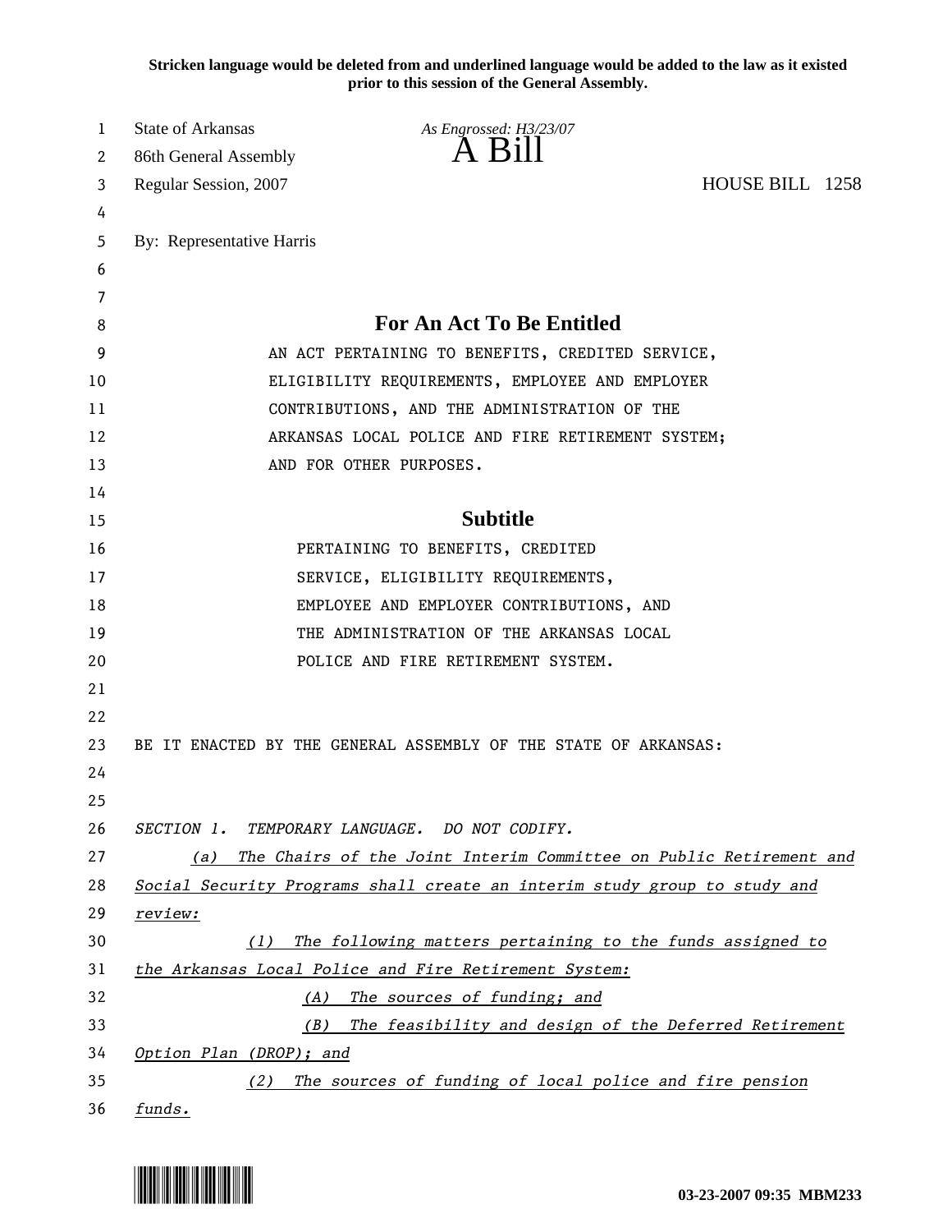**Stricken language would be deleted from and underlined language would be added to the law as it existed prior to this session of the General Assembly.**

State of Arkansas
86th General Assembly
Regular Session, 2007

*As Engrossed: H3/23/07*

# A Bill

HOUSE BILL 1258

By: Representative Harris

## For An Act To Be Entitled

AN ACT PERTAINING TO BENEFITS, CREDITED SERVICE, ELIGIBILITY REQUIREMENTS, EMPLOYEE AND EMPLOYER CONTRIBUTIONS, AND THE ADMINISTRATION OF THE ARKANSAS LOCAL POLICE AND FIRE RETIREMENT SYSTEM; AND FOR OTHER PURPOSES.

## Subtitle

PERTAINING TO BENEFITS, CREDITED SERVICE, ELIGIBILITY REQUIREMENTS, EMPLOYEE AND EMPLOYER CONTRIBUTIONS, AND THE ADMINISTRATION OF THE ARKANSAS LOCAL POLICE AND FIRE RETIREMENT SYSTEM.

BE IT ENACTED BY THE GENERAL ASSEMBLY OF THE STATE OF ARKANSAS:

*SECTION 1. TEMPORARY LANGUAGE. DO NOT CODIFY.*

*(a) The Chairs of the Joint Interim Committee on Public Retirement and Social Security Programs shall create an interim study group to study and review:*

*(1) The following matters pertaining to the funds assigned to the Arkansas Local Police and Fire Retirement System:*

*(A) The sources of funding; and*

*(B) The feasibility and design of the Deferred Retirement Option Plan (DROP); and*

*(2) The sources of funding of local police and fire pension funds.*

03-23-2007 09:35 MBM233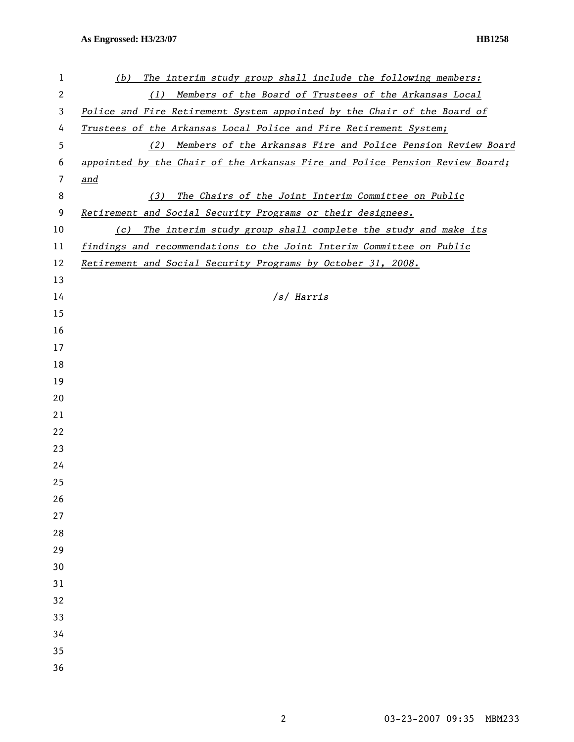*(b) The interim study group shall include the following members:*

*(1) Members of the Board of Trustees of the Arkansas Local Police and Fire Retirement System appointed by the Chair of the Board of Trustees of the Arkansas Local Police and Fire Retirement System;*

*(2) Members of the Arkansas Fire and Police Pension Review Board appointed by the Chair of the Arkansas Fire and Police Pension Review Board; and*

*(3) The Chairs of the Joint Interim Committee on Public Retirement and Social Security Programs or their designees.*

*(c) The interim study group shall complete the study and make its findings and recommendations to the Joint Interim Committee on Public Retirement and Social Security Programs by October 31, 2008.*

*/s/ Harris*